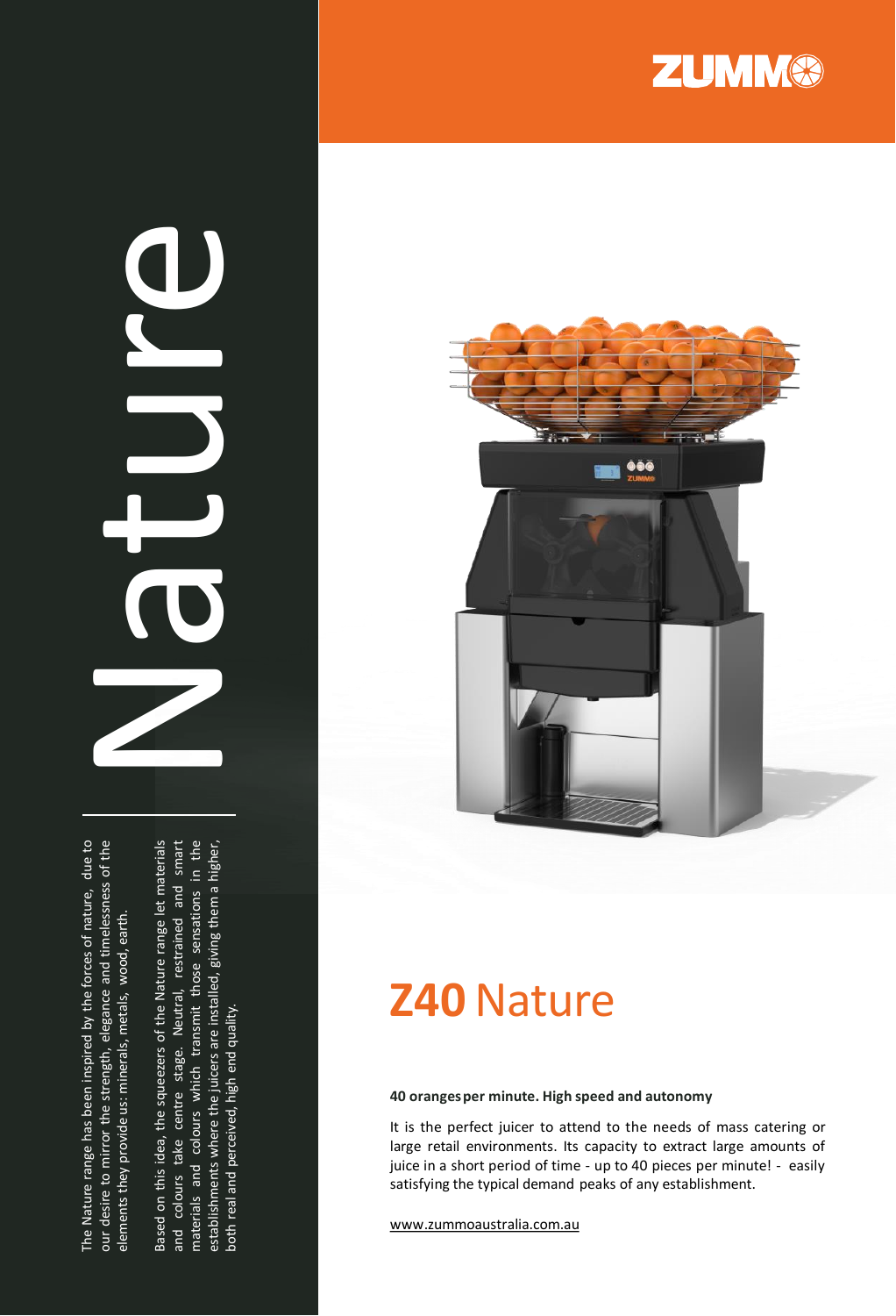# Nature

The Nature range has been inspired by the forces of nature, due to our desire to mirror the strength, elegance and timelessness of the elements they provide us: minerals, metals, wood, earth.

Based on this idea, the squeezers of the Nature range let materials and colours take centre stage. Neutral, restrained and smart materials and colours which transmit those sensations in the establishments where the juicers are installed, giving them a higher, both real and perceived, high end quality.

ZUMMO

## **Z40** Nature

**40 oranges per minute. High speed and autonomy**

It is the perfect juicer to attend to the needs of mass catering or large retail environments. Its capacity to extract large amounts of juice in a short period of time - up to 40 pieces per minute! - easily satisfying the typical demand peaks of any establishment.

www.zummoaustralia.com.au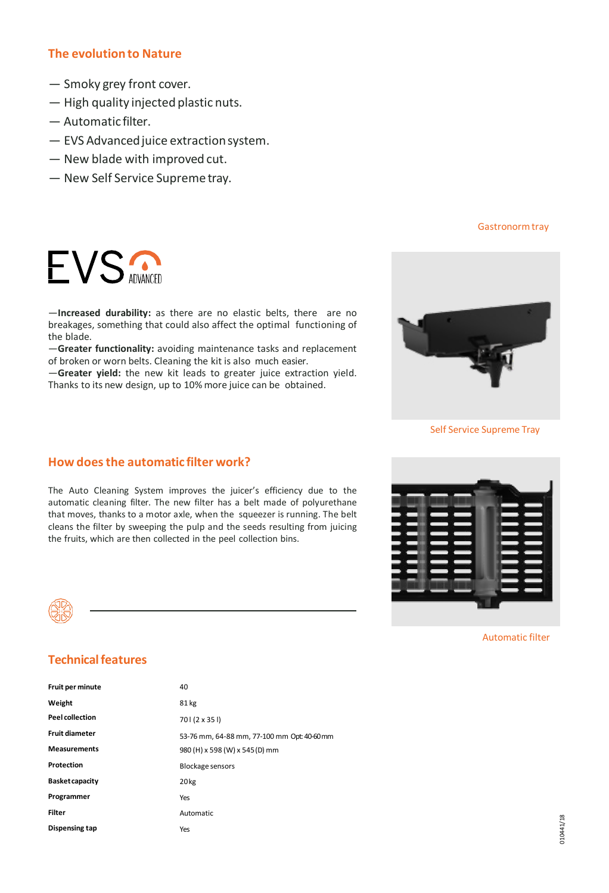## The evolution to Nature

- Smoky grey front cover.
- High quality injected plastic nuts.
- Automatic filter.
- EVS Advanced juice extraction system.
- New blade with improved cut.
- New Self Service Supreme tray.

Gastronorm tray

EVS ADVANCED

—**Increased durability:** as there are no elastic belts, there are no breakages, something that could also affect the optimal functioning of the blade.
—**Greater functionality:** avoiding maintenance tasks and replacement of broken or worn belts. Cleaning the kit is also much easier.
—**Greater yield:** the new kit leads to greater juice extraction yield. Thanks to its new design, up to 10% more juice can be obtained.

Self Service Supreme Tray

## How does the automatic filter work?

The Auto Cleaning System improves the juicer's efficiency due to the automatic cleaning filter. The new filter has a belt made of polyurethane that moves, thanks to a motor axle, when the squeezer is running. The belt cleans the filter by sweeping the pulp and the seeds resulting from juicing the fruits, which are then collected in the peel collection bins.

Automatic filter

## Technical features

| | |
|---|---|
| **Fruit per minute** | 40 |
| **Weight** | 81 kg |
| **Peel collection** | 70 l (2 x 35 l) |
| **Fruit diameter** | 53-76 mm, 64-88 mm, 77-100 mm Opt: 40-60 mm |
| **Measurements** | 980 (H) x 598 (W) x 545 (D) mm |
| **Protection** | Blockage sensors |
| **Basket capacity** | 20 kg |
| **Programmer** | Yes |
| **Filter** | Automatic |
| **Dispensing tap** | Yes |

010441/18